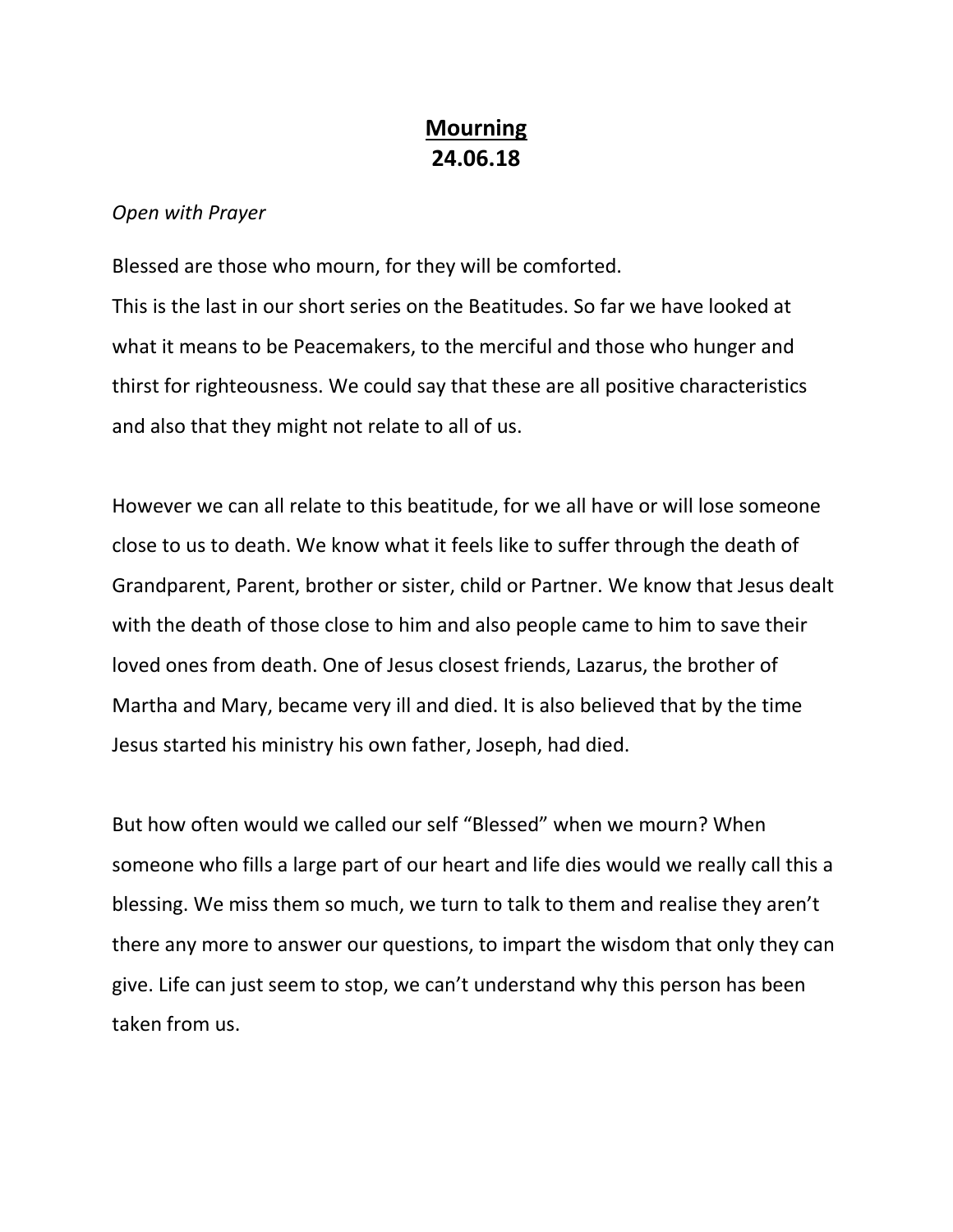# <u>Mourning</u>
# 24.06.18

*Open with Prayer*

Blessed are those who mourn, for they will be comforted.
This is the last in our short series on the Beatitudes. So far we have looked at what it means to be Peacemakers, to the merciful and those who hunger and thirst for righteousness. We could say that these are all positive characteristics and also that they might not relate to all of us.

However we can all relate to this beatitude, for we all have or will lose someone close to us to death. We know what it feels like to suffer through the death of Grandparent, Parent, brother or sister, child or Partner. We know that Jesus dealt with the death of those close to him and also people came to him to save their loved ones from death. One of Jesus closest friends, Lazarus, the brother of Martha and Mary, became very ill and died. It is also believed that by the time Jesus started his ministry his own father, Joseph, had died.

But how often would we called our self "Blessed" when we mourn? When someone who fills a large part of our heart and life dies would we really call this a blessing. We miss them so much, we turn to talk to them and realise they aren't there any more to answer our questions, to impart the wisdom that only they can give. Life can just seem to stop, we can't understand why this person has been taken from us.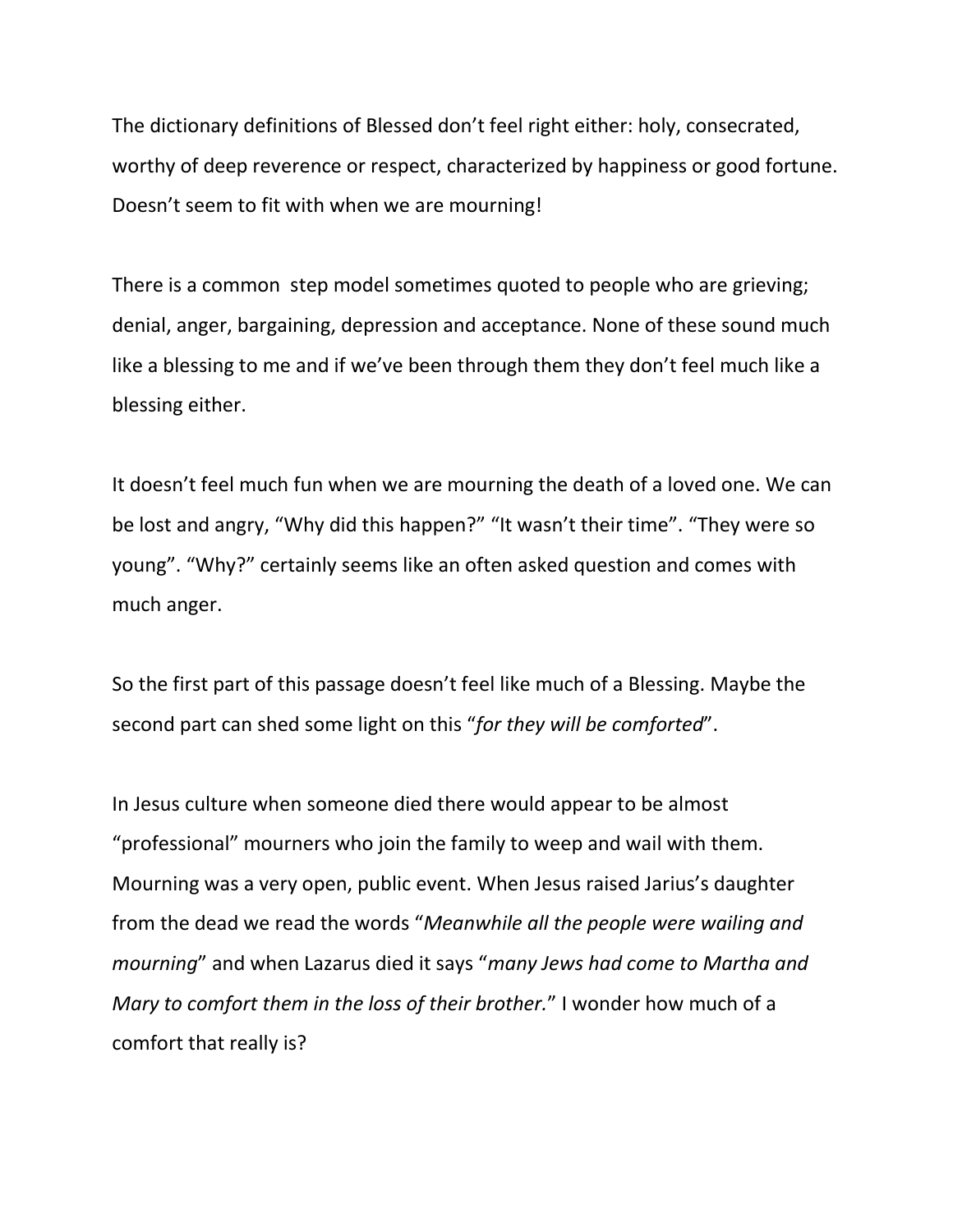The dictionary definitions of Blessed don't feel right either: holy, consecrated, worthy of deep reverence or respect, characterized by happiness or good fortune. Doesn't seem to fit with when we are mourning!

There is a common  step model sometimes quoted to people who are grieving; denial, anger, bargaining, depression and acceptance. None of these sound much like a blessing to me and if we've been through them they don't feel much like a blessing either.

It doesn't feel much fun when we are mourning the death of a loved one. We can be lost and angry, "Why did this happen?" "It wasn't their time". "They were so young". "Why?" certainly seems like an often asked question and comes with much anger.

So the first part of this passage doesn't feel like much of a Blessing. Maybe the second part can shed some light on this "*for they will be comforted*".

In Jesus culture when someone died there would appear to be almost "professional" mourners who join the family to weep and wail with them. Mourning was a very open, public event. When Jesus raised Jarius's daughter from the dead we read the words "*Meanwhile all the people were wailing and mourning*" and when Lazarus died it says "*many Jews had come to Martha and Mary to comfort them in the loss of their brother.*" I wonder how much of a comfort that really is?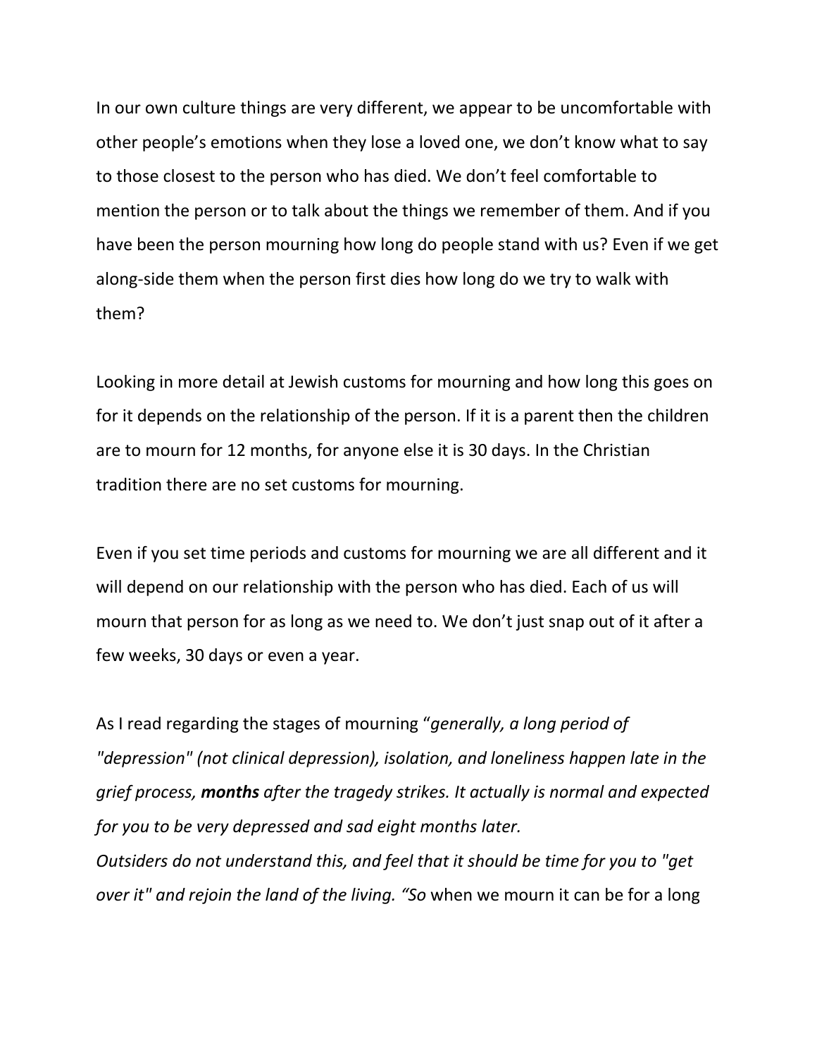In our own culture things are very different, we appear to be uncomfortable with other people's emotions when they lose a loved one, we don't know what to say to those closest to the person who has died. We don't feel comfortable to mention the person or to talk about the things we remember of them. And if you have been the person mourning how long do people stand with us? Even if we get along-side them when the person first dies how long do we try to walk with them?

Looking in more detail at Jewish customs for mourning and how long this goes on for it depends on the relationship of the person. If it is a parent then the children are to mourn for 12 months, for anyone else it is 30 days. In the Christian tradition there are no set customs for mourning.

Even if you set time periods and customs for mourning we are all different and it will depend on our relationship with the person who has died. Each of us will mourn that person for as long as we need to. We don't just snap out of it after a few weeks, 30 days or even a year.

As I read regarding the stages of mourning "*generally, a long period of "depression" (not clinical depression), isolation, and loneliness happen late in the grief process,* ***months*** *after the tragedy strikes. It actually is normal and expected for you to be very depressed and sad eight months later.*
*Outsiders do not understand this, and feel that it should be time for you to "get over it" and rejoin the land of the living. "So* when we mourn it can be for a long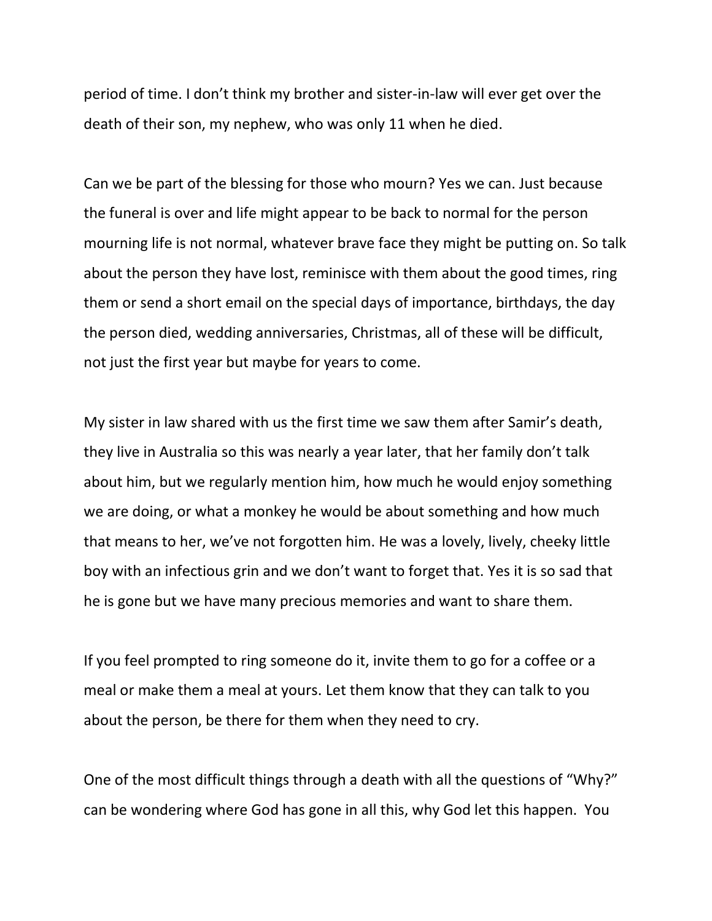period of time. I don't think my brother and sister-in-law will ever get over the death of their son, my nephew, who was only 11 when he died.

Can we be part of the blessing for those who mourn? Yes we can. Just because the funeral is over and life might appear to be back to normal for the person mourning life is not normal, whatever brave face they might be putting on. So talk about the person they have lost, reminisce with them about the good times, ring them or send a short email on the special days of importance, birthdays, the day the person died, wedding anniversaries, Christmas, all of these will be difficult, not just the first year but maybe for years to come.

My sister in law shared with us the first time we saw them after Samir's death, they live in Australia so this was nearly a year later, that her family don't talk about him, but we regularly mention him, how much he would enjoy something we are doing, or what a monkey he would be about something and how much that means to her, we've not forgotten him. He was a lovely, lively, cheeky little boy with an infectious grin and we don't want to forget that. Yes it is so sad that he is gone but we have many precious memories and want to share them.

If you feel prompted to ring someone do it, invite them to go for a coffee or a meal or make them a meal at yours. Let them know that they can talk to you about the person, be there for them when they need to cry.

One of the most difficult things through a death with all the questions of "Why?" can be wondering where God has gone in all this, why God let this happen. You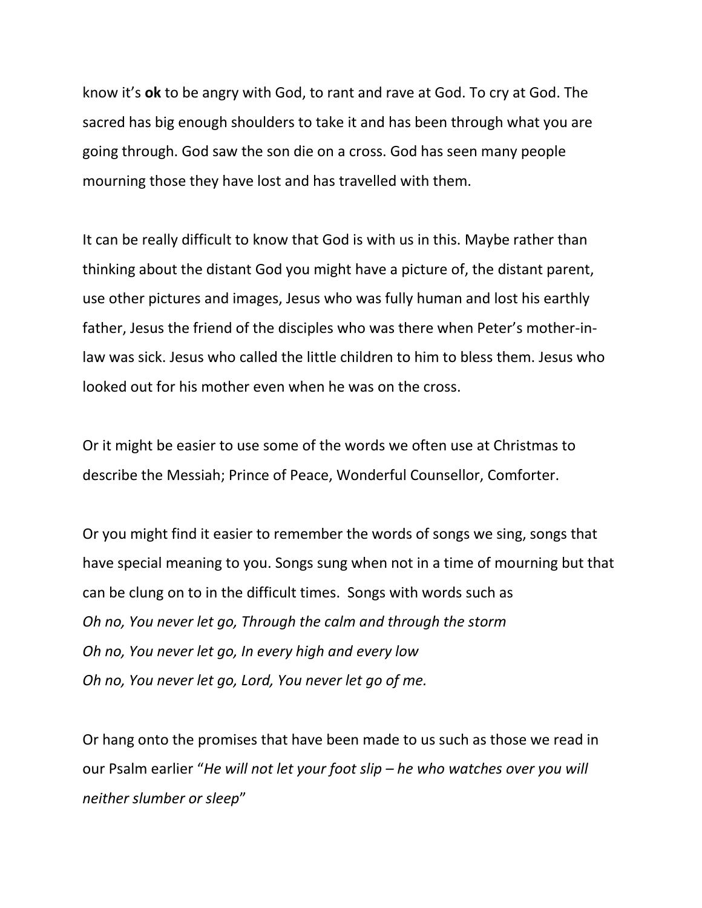know it's **ok** to be angry with God, to rant and rave at God. To cry at God. The sacred has big enough shoulders to take it and has been through what you are going through. God saw the son die on a cross. God has seen many people mourning those they have lost and has travelled with them.

It can be really difficult to know that God is with us in this. Maybe rather than thinking about the distant God you might have a picture of, the distant parent, use other pictures and images, Jesus who was fully human and lost his earthly father, Jesus the friend of the disciples who was there when Peter's mother-in-law was sick. Jesus who called the little children to him to bless them. Jesus who looked out for his mother even when he was on the cross.

Or it might be easier to use some of the words we often use at Christmas to describe the Messiah; Prince of Peace, Wonderful Counsellor, Comforter.

Or you might find it easier to remember the words of songs we sing, songs that have special meaning to you. Songs sung when not in a time of mourning but that can be clung on to in the difficult times. Songs with words such as
*Oh no, You never let go, Through the calm and through the storm*
*Oh no, You never let go, In every high and every low*
*Oh no, You never let go, Lord, You never let go of me.*

Or hang onto the promises that have been made to us such as those we read in our Psalm earlier "*He will not let your foot slip – he who watches over you will neither slumber or sleep*"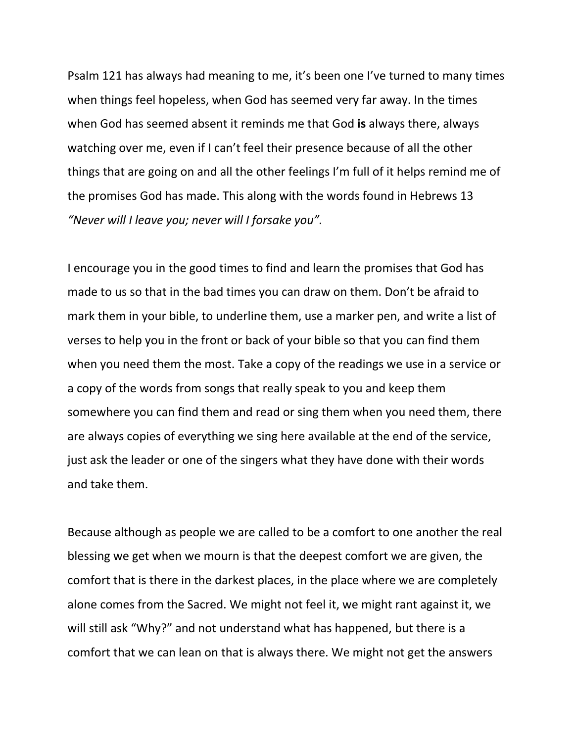Psalm 121 has always had meaning to me, it's been one I've turned to many times when things feel hopeless, when God has seemed very far away. In the times when God has seemed absent it reminds me that God **is** always there, always watching over me, even if I can't feel their presence because of all the other things that are going on and all the other feelings I'm full of it helps remind me of the promises God has made. This along with the words found in Hebrews 13 *"Never will I leave you; never will I forsake you".*

I encourage you in the good times to find and learn the promises that God has made to us so that in the bad times you can draw on them. Don't be afraid to mark them in your bible, to underline them, use a marker pen, and write a list of verses to help you in the front or back of your bible so that you can find them when you need them the most. Take a copy of the readings we use in a service or a copy of the words from songs that really speak to you and keep them somewhere you can find them and read or sing them when you need them, there are always copies of everything we sing here available at the end of the service, just ask the leader or one of the singers what they have done with their words and take them.

Because although as people we are called to be a comfort to one another the real blessing we get when we mourn is that the deepest comfort we are given, the comfort that is there in the darkest places, in the place where we are completely alone comes from the Sacred. We might not feel it, we might rant against it, we will still ask "Why?" and not understand what has happened, but there is a comfort that we can lean on that is always there. We might not get the answers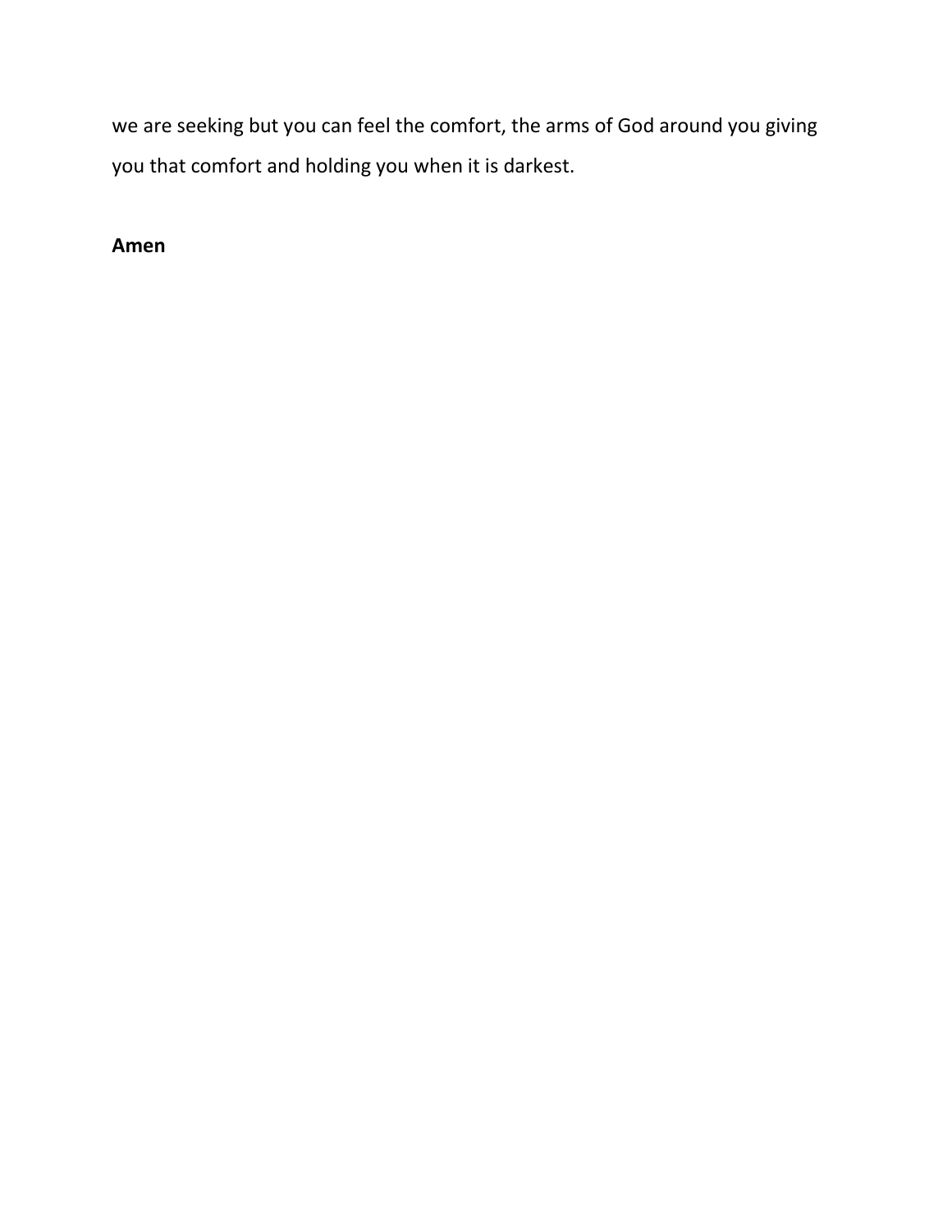we are seeking but you can feel the comfort, the arms of God around you giving you that comfort and holding you when it is darkest.

**Amen**